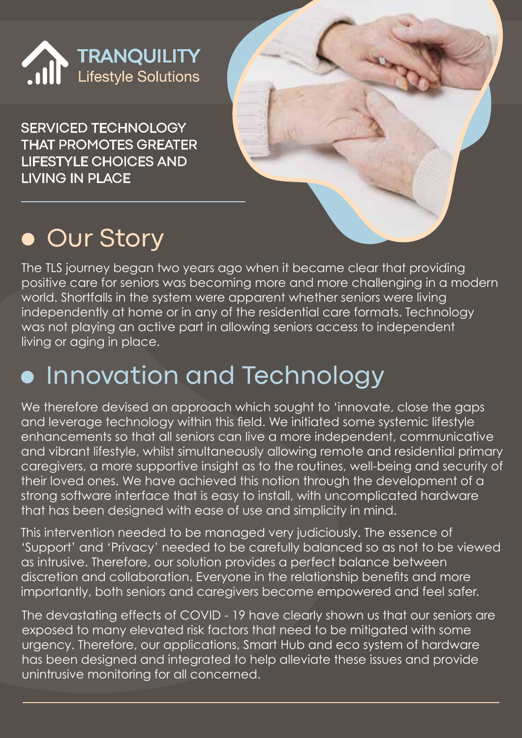# TRANQUILITY
Lifestyle Solutions

SERVICED TECHNOLOGY THAT PROMOTES GREATER LIFESTYLE CHOICES AND LIVING IN PLACE

## Our Story

The TLS journey began two years ago when it became clear that providing positive care for seniors was becoming more and more challenging in a modern world. Shortfalls in the system were apparent whether seniors were living independently at home or in any of the residential care formats. Technology was not playing an active part in allowing seniors access to independent living or aging in place.

## Innovation and Technology

We therefore devised an approach which sought to 'innovate, close the gaps and leverage technology within this field. We initiated some systemic lifestyle enhancements so that all seniors can live a more independent, communicative and vibrant lifestyle, whilst simultaneously allowing remote and residential primary caregivers, a more supportive insight as to the routines, well-being and security of their loved ones. We have achieved this notion through the development of a strong software interface that is easy to install, with uncomplicated hardware that has been designed with ease of use and simplicity in mind.

This intervention needed to be managed very judiciously. The essence of 'Support' and 'Privacy' needed to be carefully balanced so as not to be viewed as intrusive. Therefore, our solution provides a perfect balance between discretion and collaboration. Everyone in the relationship benefits and more importantly, both seniors and caregivers become empowered and feel safer.

The devastating effects of COVID - 19 have clearly shown us that our seniors are exposed to many elevated risk factors that need to be mitigated with some urgency. Therefore, our applications, Smart Hub and eco system of hardware has been designed and integrated to help alleviate these issues and provide unintrusive monitoring for all concerned.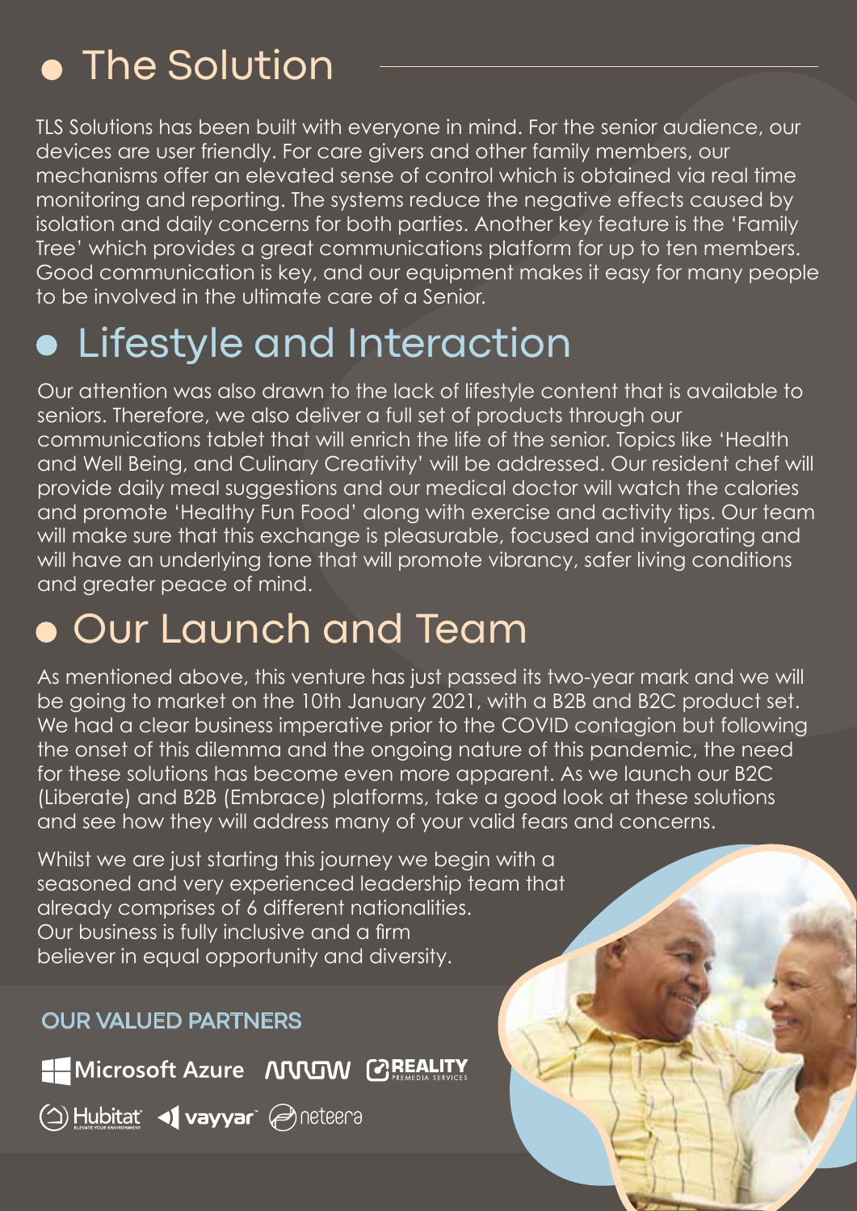# The Solution

TLS Solutions has been built with everyone in mind. For the senior audience, our devices are user friendly. For care givers and other family members, our mechanisms offer an elevated sense of control which is obtained via real time monitoring and reporting. The systems reduce the negative effects caused by isolation and daily concerns for both parties. Another key feature is the 'Family Tree' which provides a great communications platform for up to ten members. Good communication is key, and our equipment makes it easy for many people to be involved in the ultimate care of a Senior.

# Lifestyle and Interaction

Our attention was also drawn to the lack of lifestyle content that is available to seniors. Therefore, we also deliver a full set of products through our communications tablet that will enrich the life of the senior. Topics like 'Health and Well Being, and Culinary Creativity' will be addressed. Our resident chef will provide daily meal suggestions and our medical doctor will watch the calories and promote 'Healthy Fun Food' along with exercise and activity tips. Our team will make sure that this exchange is pleasurable, focused and invigorating and will have an underlying tone that will promote vibrancy, safer living conditions and greater peace of mind.

# Our Launch and Team

As mentioned above, this venture has just passed its two-year mark and we will be going to market on the 10th January 2021, with a B2B and B2C product set. We had a clear business imperative prior to the COVID contagion but following the onset of this dilemma and the ongoing nature of this pandemic, the need for these solutions has become even more apparent. As we launch our B2C (Liberate) and B2B (Embrace) platforms, take a good look at these solutions and see how they will address many of your valid fears and concerns.

Whilst we are just starting this journey we begin with a seasoned and very experienced leadership team that already comprises of 6 different nationalities. Our business is fully inclusive and a firm believer in equal opportunity and diversity.

## OUR VALUED PARTNERS

Microsoft Azure
ARROW
REALITY PREMEDIA SERVICES
Hubitat
vayyar
neteera